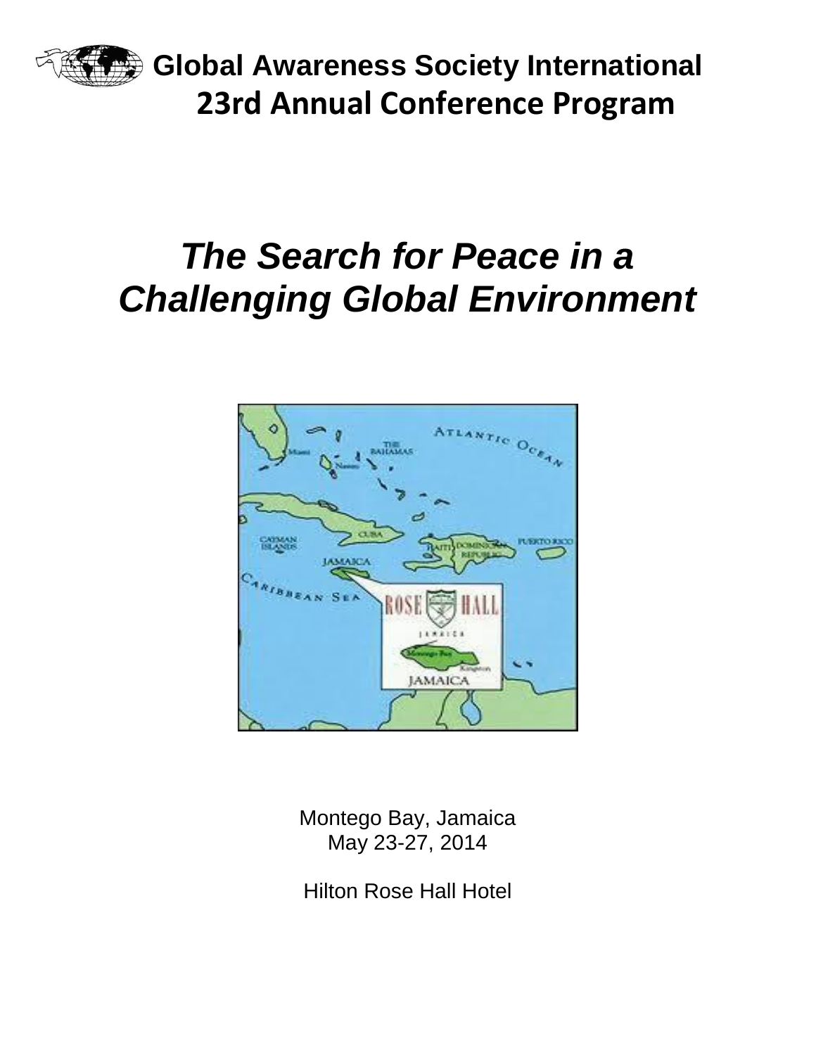# Global Awareness Society International
## 23rd Annual Conference Program

# *The Search for Peace in a Challenging Global Environment*

Montego Bay, Jamaica
May 23-27, 2014

Hilton Rose Hall Hotel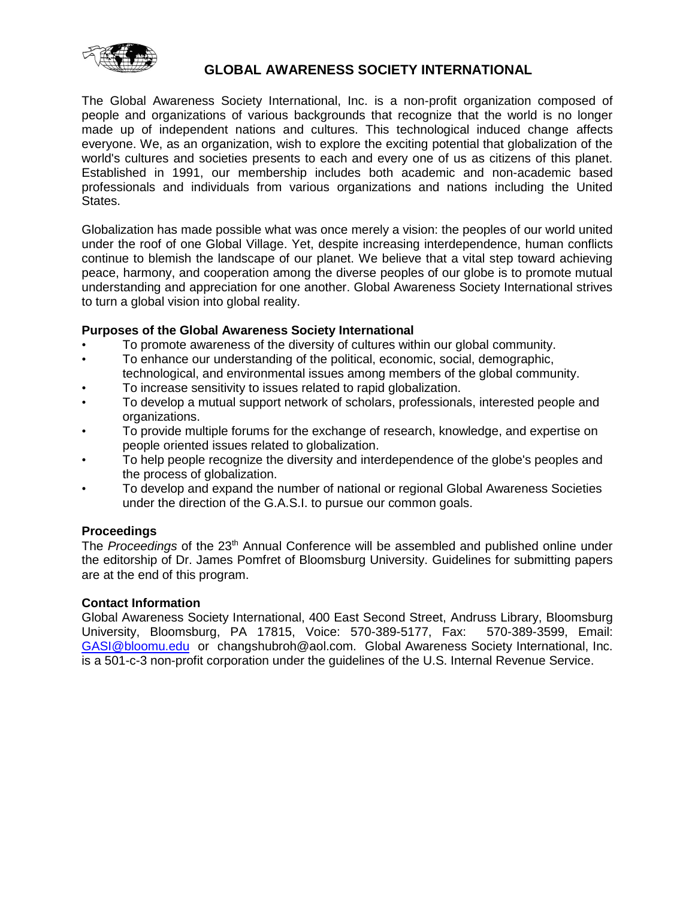# GLOBAL AWARENESS SOCIETY INTERNATIONAL

The Global Awareness Society International, Inc. is a non-profit organization composed of people and organizations of various backgrounds that recognize that the world is no longer made up of independent nations and cultures. This technological induced change affects everyone. We, as an organization, wish to explore the exciting potential that globalization of the world's cultures and societies presents to each and every one of us as citizens of this planet. Established in 1991, our membership includes both academic and non-academic based professionals and individuals from various organizations and nations including the United States.

Globalization has made possible what was once merely a vision: the peoples of our world united under the roof of one Global Village. Yet, despite increasing interdependence, human conflicts continue to blemish the landscape of our planet. We believe that a vital step toward achieving peace, harmony, and cooperation among the diverse peoples of our globe is to promote mutual understanding and appreciation for one another. Global Awareness Society International strives to turn a global vision into global reality.

### Purposes of the Global Awareness Society International

- To promote awareness of the diversity of cultures within our global community.
- To enhance our understanding of the political, economic, social, demographic, technological, and environmental issues among members of the global community.
- To increase sensitivity to issues related to rapid globalization.
- To develop a mutual support network of scholars, professionals, interested people and organizations.
- To provide multiple forums for the exchange of research, knowledge, and expertise on people oriented issues related to globalization.
- To help people recognize the diversity and interdependence of the globe's peoples and the process of globalization.
- To develop and expand the number of national or regional Global Awareness Societies under the direction of the G.A.S.I. to pursue our common goals.

### Proceedings

The *Proceedings* of the 23th Annual Conference will be assembled and published online under the editorship of Dr. James Pomfret of Bloomsburg University. Guidelines for submitting papers are at the end of this program.

### Contact Information

Global Awareness Society International, 400 East Second Street, Andruss Library, Bloomsburg University, Bloomsburg, PA 17815, Voice: 570-389-5177, Fax: 570-389-3599, Email: GASI@bloomu.edu or changshubroh@aol.com. Global Awareness Society International, Inc. is a 501-c-3 non-profit corporation under the guidelines of the U.S. Internal Revenue Service.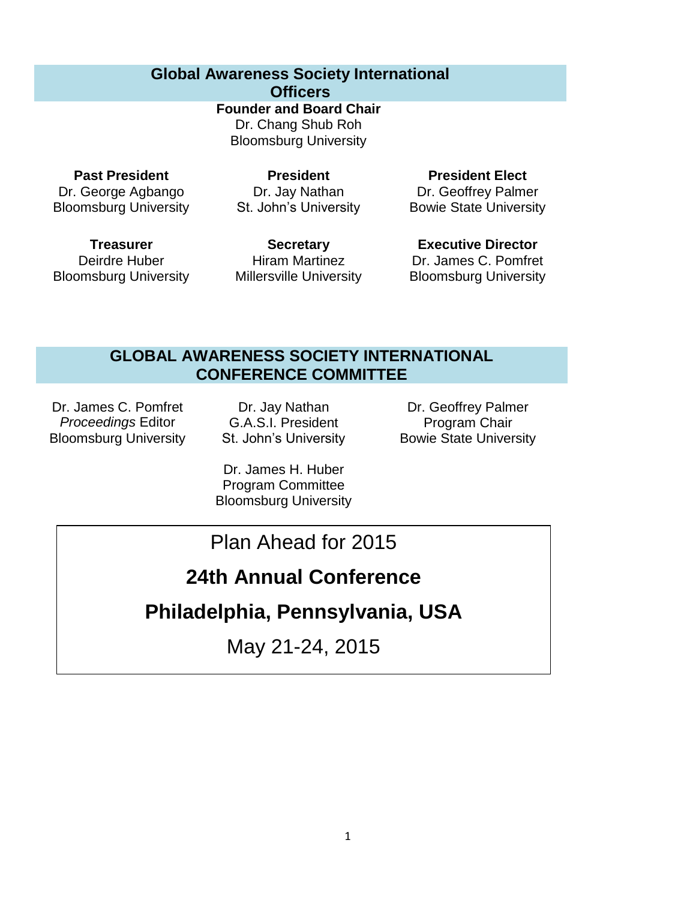## Global Awareness Society International Officers

**Founder and Board Chair**
Dr. Chang Shub Roh
Bloomsburg University

**Past President**
Dr. George Agbango
Bloomsburg University

**President**
Dr. Jay Nathan
St. John's University

**President Elect**
Dr. Geoffrey Palmer
Bowie State University

**Treasurer**
Deirdre Huber
Bloomsburg University

**Secretary**
Hiram Martinez
Millersville University

**Executive Director**
Dr. James C. Pomfret
Bloomsburg University

## GLOBAL AWARENESS SOCIETY INTERNATIONAL CONFERENCE COMMITTEE

Dr. James C. Pomfret
*Proceedings* Editor
Bloomsburg University

Dr. Jay Nathan
G.A.S.I. President
St. John's University

Dr. Geoffrey Palmer
Program Chair
Bowie State University

Dr. James H. Huber
Program Committee
Bloomsburg University

Plan Ahead for 2015

**24th Annual Conference**

**Philadelphia, Pennsylvania, USA**

May 21-24, 2015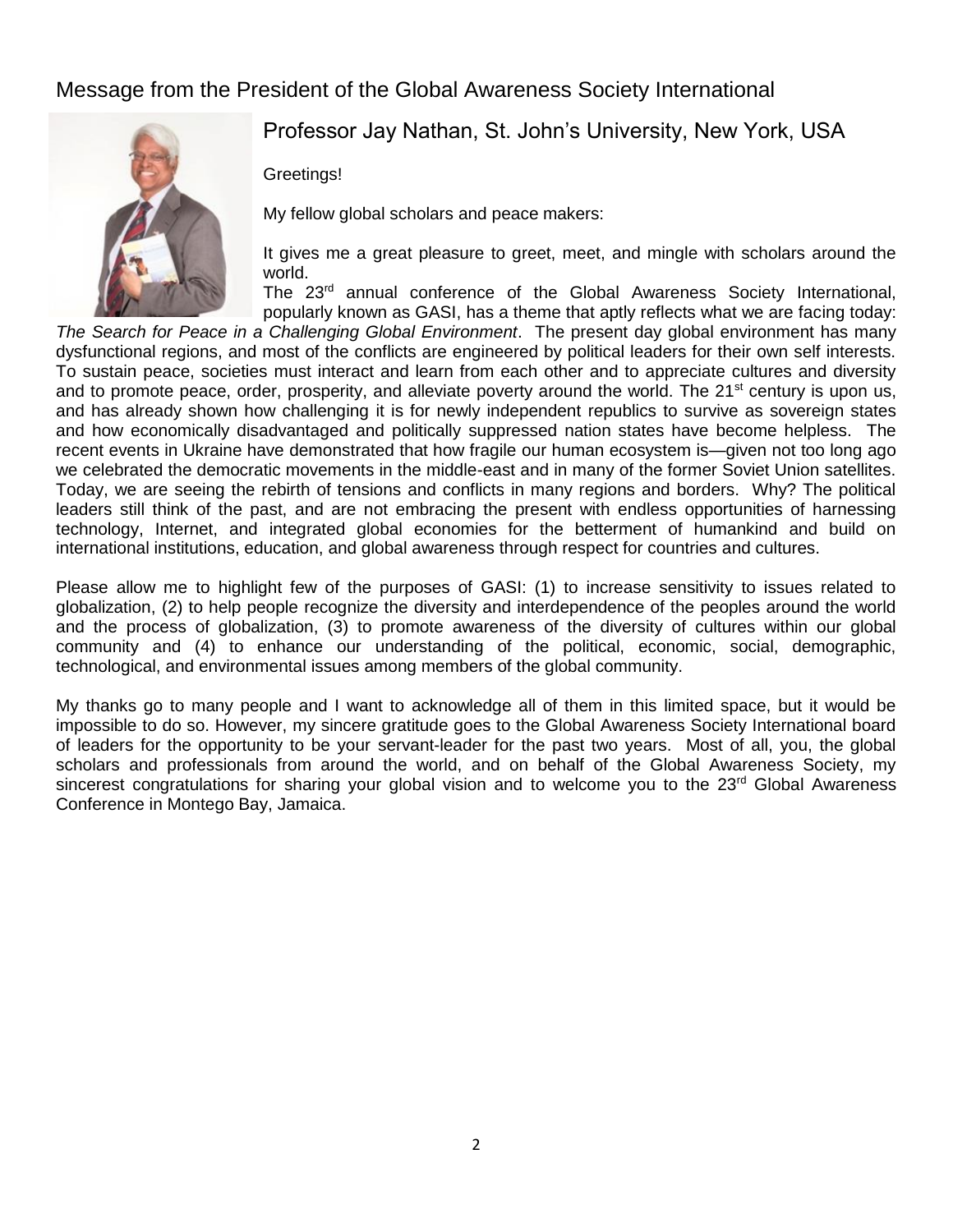## Message from the President of the Global Awareness Society International

### Professor Jay Nathan, St. John's University, New York, USA

Greetings!

My fellow global scholars and peace makers:

It gives me a great pleasure to greet, meet, and mingle with scholars around the world.

The 23rd annual conference of the Global Awareness Society International, popularly known as GASI, has a theme that aptly reflects what we are facing today: *The Search for Peace in a Challenging Global Environment*. The present day global environment has many dysfunctional regions, and most of the conflicts are engineered by political leaders for their own self interests. To sustain peace, societies must interact and learn from each other and to appreciate cultures and diversity and to promote peace, order, prosperity, and alleviate poverty around the world. The 21st century is upon us, and has already shown how challenging it is for newly independent republics to survive as sovereign states and how economically disadvantaged and politically suppressed nation states have become helpless. The recent events in Ukraine have demonstrated that how fragile our human ecosystem is—given not too long ago we celebrated the democratic movements in the middle-east and in many of the former Soviet Union satellites. Today, we are seeing the rebirth of tensions and conflicts in many regions and borders. Why? The political leaders still think of the past, and are not embracing the present with endless opportunities of harnessing technology, Internet, and integrated global economies for the betterment of humankind and build on international institutions, education, and global awareness through respect for countries and cultures.

Please allow me to highlight few of the purposes of GASI: (1) to increase sensitivity to issues related to globalization, (2) to help people recognize the diversity and interdependence of the peoples around the world and the process of globalization, (3) to promote awareness of the diversity of cultures within our global community and (4) to enhance our understanding of the political, economic, social, demographic, technological, and environmental issues among members of the global community.

My thanks go to many people and I want to acknowledge all of them in this limited space, but it would be impossible to do so. However, my sincere gratitude goes to the Global Awareness Society International board of leaders for the opportunity to be your servant-leader for the past two years. Most of all, you, the global scholars and professionals from around the world, and on behalf of the Global Awareness Society, my sincerest congratulations for sharing your global vision and to welcome you to the 23rd Global Awareness Conference in Montego Bay, Jamaica.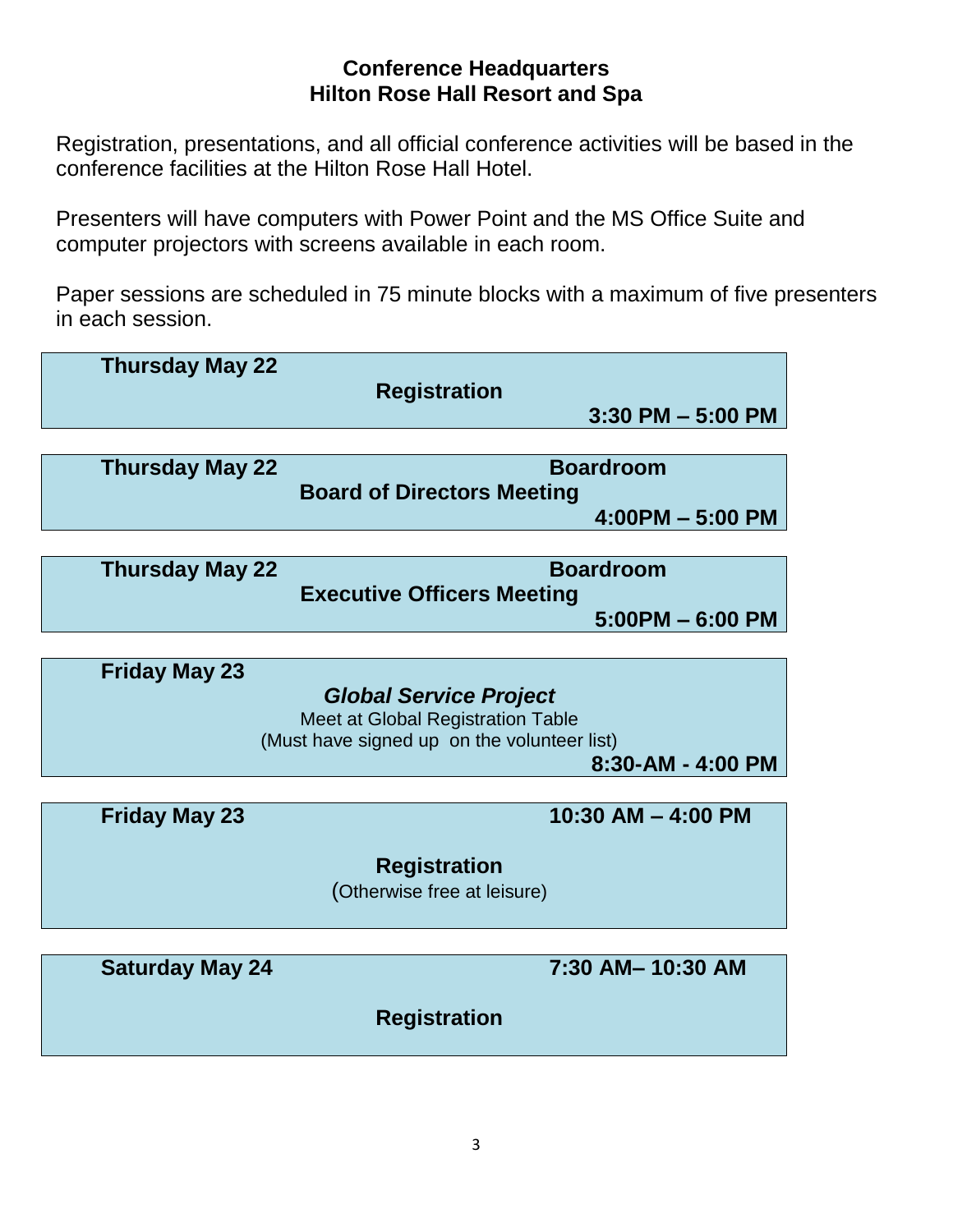## Conference Headquarters
## Hilton Rose Hall Resort and Spa

Registration, presentations, and all official conference activities will be based in the conference facilities at the Hilton Rose Hall Hotel.

Presenters will have computers with Power Point and the MS Office Suite and computer projectors with screens available in each room.

Paper sessions are scheduled in 75 minute blocks with a maximum of five presenters in each session.

---

**Thursday May 22**

**Registration**

**3:30 PM – 5:00 PM**

---

**Thursday May 22** — **Boardroom**

**Board of Directors Meeting**

**4:00PM – 5:00 PM**

---

**Thursday May 22** — **Boardroom**

**Executive Officers Meeting**

**5:00PM – 6:00 PM**

---

**Friday May 23**

***Global Service Project***

Meet at Global Registration Table

(Must have signed up on the volunteer list)

**8:30-AM - 4:00 PM**

---

**Friday May 23** — **10:30 AM – 4:00 PM**

**Registration**

(Otherwise free at leisure)

---

**Saturday May 24** — **7:30 AM– 10:30 AM**

**Registration**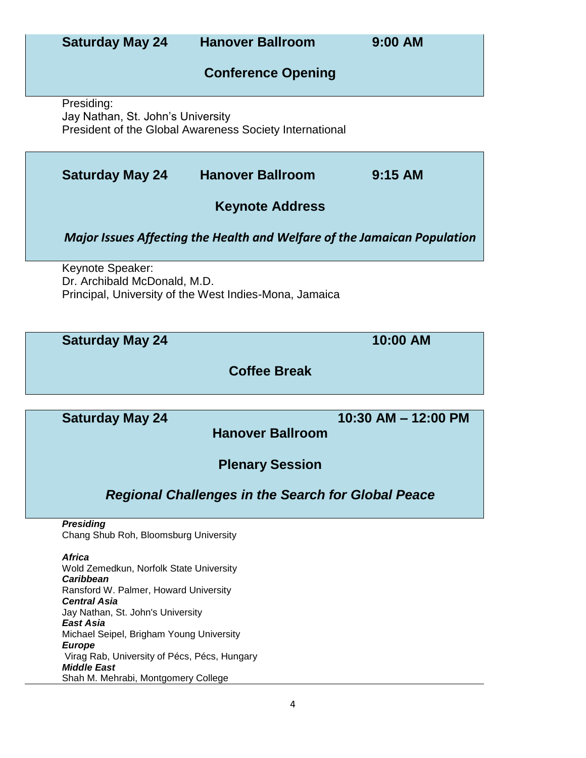**Saturday May 24** **Hanover Ballroom** **9:00 AM**

## Conference Opening

Presiding:
Jay Nathan, St. John's University
President of the Global Awareness Society International

**Saturday May 24** **Hanover Ballroom** **9:15 AM**

## Keynote Address

### *Major Issues Affecting the Health and Welfare of the Jamaican Population*

Keynote Speaker:
Dr. Archibald McDonald, M.D.
Principal, University of the West Indies-Mona, Jamaica

**Saturday May 24** **10:00 AM**

## Coffee Break

**Saturday May 24** **10:30 AM – 12:00 PM**

**Hanover Ballroom**

## Plenary Session

### *Regional Challenges in the Search for Global Peace*

***Presiding***
Chang Shub Roh, Bloomsburg University

***Africa***
Wold Zemedkun, Norfolk State University
***Caribbean***
Ransford W. Palmer, Howard University
***Central Asia***
Jay Nathan, St. John's University
***East Asia***
Michael Seipel, Brigham Young University
***Europe***
Virag Rab, University of Pécs, Pécs, Hungary
***Middle East***
Shah M. Mehrabi, Montgomery College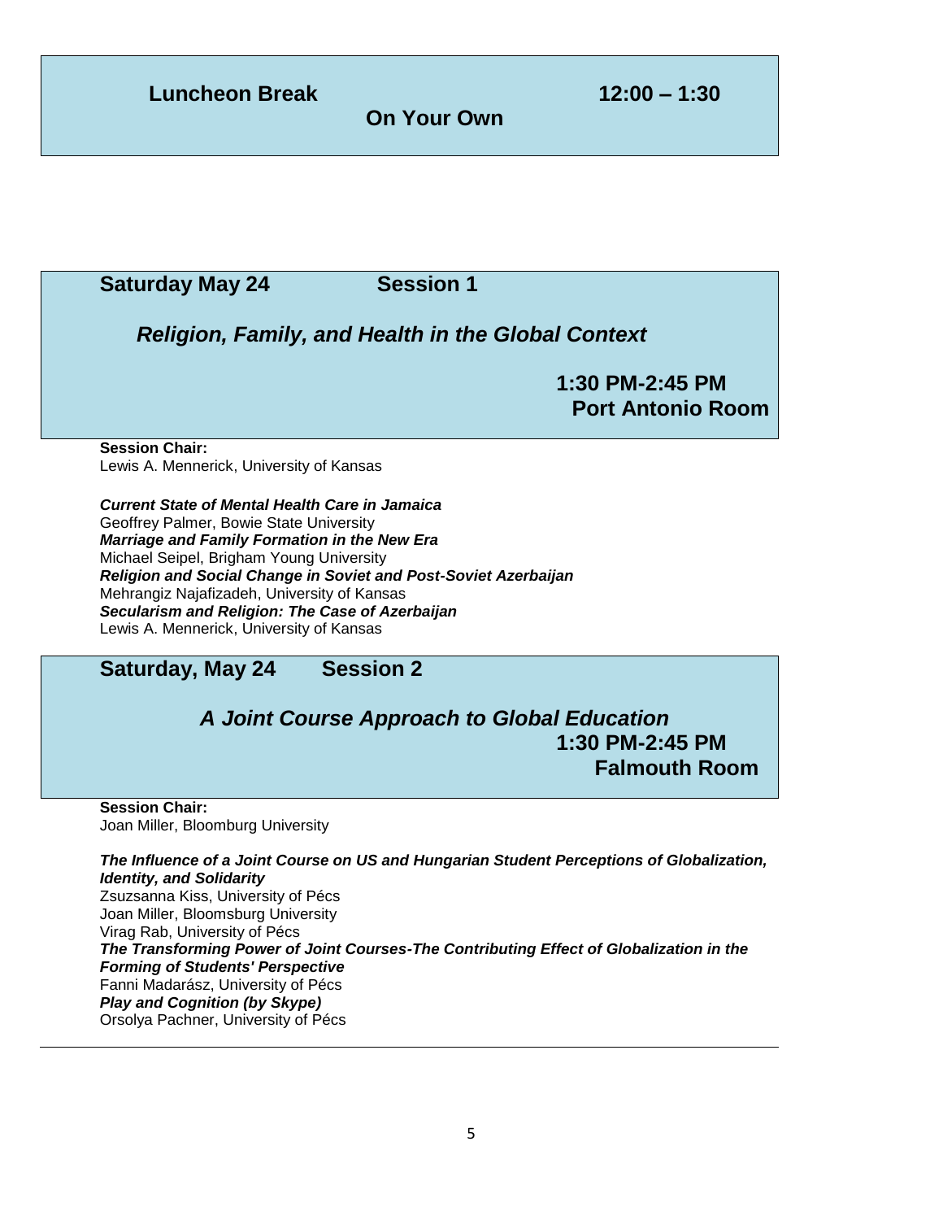**Luncheon Break** **12:00 – 1:30**

**On Your Own**

## Saturday May 24 Session 1

### *Religion, Family, and Health in the Global Context*

**1:30 PM-2:45 PM**
**Port Antonio Room**

**Session Chair:**
Lewis A. Mennerick, University of Kansas

***Current State of Mental Health Care in Jamaica***
Geoffrey Palmer, Bowie State University
***Marriage and Family Formation in the New Era***
Michael Seipel, Brigham Young University
***Religion and Social Change in Soviet and Post-Soviet Azerbaijan***
Mehrangiz Najafizadeh, University of Kansas
***Secularism and Religion: The Case of Azerbaijan***
Lewis A. Mennerick, University of Kansas

## Saturday, May 24 Session 2

### *A Joint Course Approach to Global Education*

**1:30 PM-2:45 PM**
**Falmouth Room**

**Session Chair:**
Joan Miller, Bloomburg University

***The Influence of a Joint Course on US and Hungarian Student Perceptions of Globalization, Identity, and Solidarity***
Zsuzsanna Kiss, University of Pécs
Joan Miller, Bloomsburg University
Virag Rab, University of Pécs
***The Transforming Power of Joint Courses-The Contributing Effect of Globalization in the Forming of Students' Perspective***
Fanni Madarász, University of Pécs
***Play and Cognition (by Skype)***
Orsolya Pachner, University of Pécs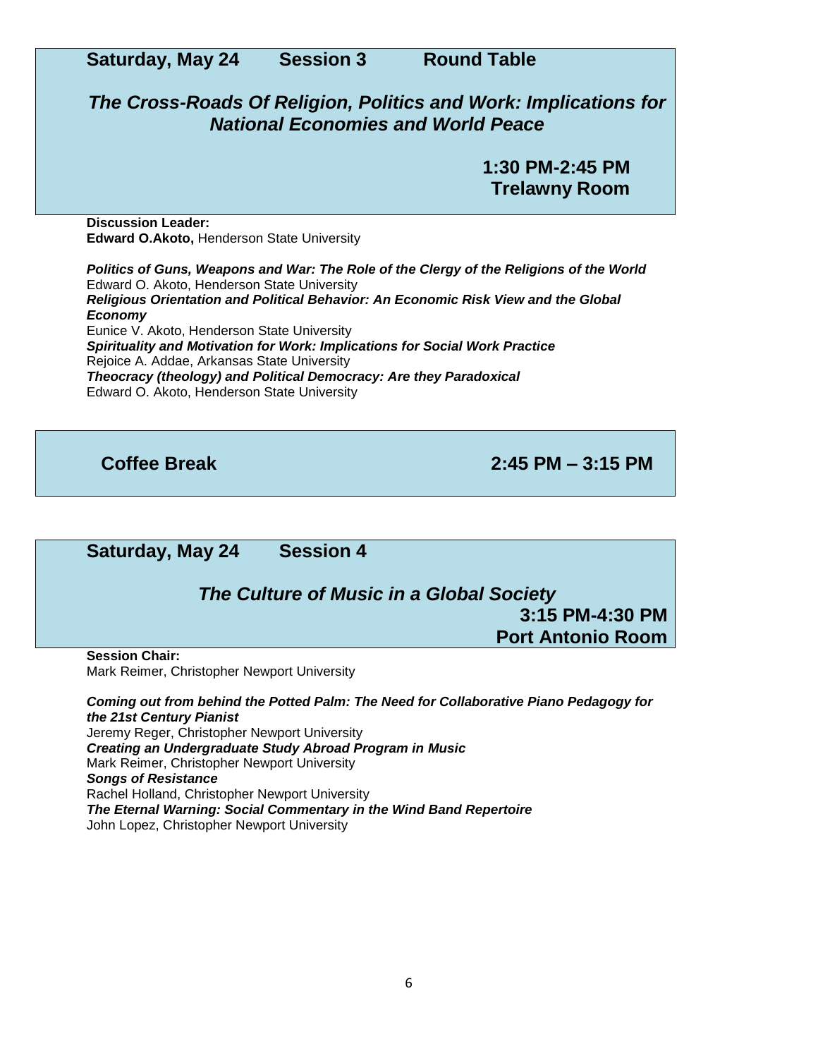## Saturday, May 24 Session 3 Round Table

### *The Cross-Roads Of Religion, Politics and Work: Implications for National Economies and World Peace*

**1:30 PM-2:45 PM**
**Trelawny Room**

**Discussion Leader:**
**Edward O.Akoto,** Henderson State University

***Politics of Guns, Weapons and War: The Role of the Clergy of the Religions of the World***
Edward O. Akoto, Henderson State University
***Religious Orientation and Political Behavior: An Economic Risk View and the Global Economy***
Eunice V. Akoto, Henderson State University
***Spirituality and Motivation for Work: Implications for Social Work Practice***
Rejoice A. Addae, Arkansas State University
***Theocracy (theology) and Political Democracy: Are they Paradoxical***
Edward O. Akoto, Henderson State University

## Coffee Break 2:45 PM – 3:15 PM

## Saturday, May 24 Session 4

### *The Culture of Music in a Global Society*

**3:15 PM-4:30 PM**
**Port Antonio Room**

**Session Chair:**
Mark Reimer, Christopher Newport University

***Coming out from behind the Potted Palm: The Need for Collaborative Piano Pedagogy for the 21st Century Pianist***
Jeremy Reger, Christopher Newport University
***Creating an Undergraduate Study Abroad Program in Music***
Mark Reimer, Christopher Newport University
***Songs of Resistance***
Rachel Holland, Christopher Newport University
***The Eternal Warning: Social Commentary in the Wind Band Repertoire***
John Lopez, Christopher Newport University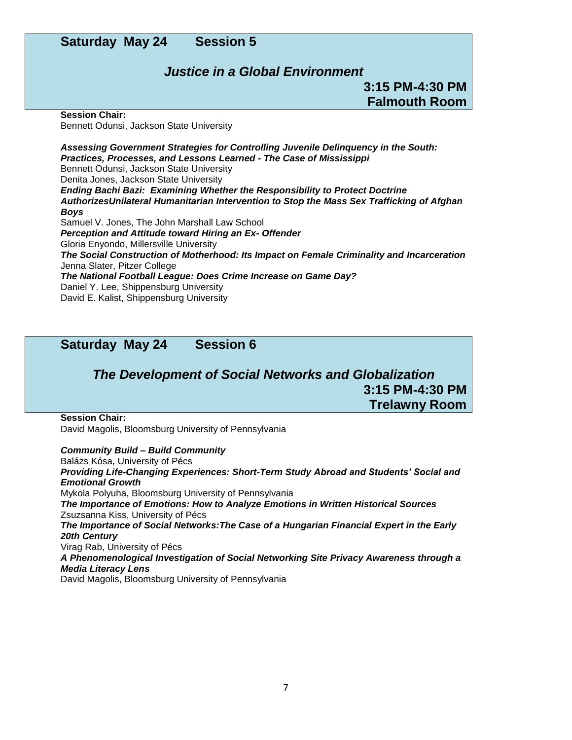## Saturday May 24 Session 5

### *Justice in a Global Environment*

**3:15 PM-4:30 PM**
**Falmouth Room**

**Session Chair:**
Bennett Odunsi, Jackson State University

***Assessing Government Strategies for Controlling Juvenile Delinquency in the South: Practices, Processes, and Lessons Learned - The Case of Mississippi***
Bennett Odunsi, Jackson State University
Denita Jones, Jackson State University

***Ending Bachi Bazi: Examining Whether the Responsibility to Protect Doctrine AuthorizesUnilateral Humanitarian Intervention to Stop the Mass Sex Trafficking of Afghan Boys***
Samuel V. Jones, The John Marshall Law School

***Perception and Attitude toward Hiring an Ex- Offender***
Gloria Enyondo, Millersville University

***The Social Construction of Motherhood: Its Impact on Female Criminality and Incarceration***
Jenna Slater, Pitzer College

***The National Football League: Does Crime Increase on Game Day?***
Daniel Y. Lee, Shippensburg University
David E. Kalist, Shippensburg University

## Saturday May 24 Session 6

### *The Development of Social Networks and Globalization*

**3:15 PM-4:30 PM**
**Trelawny Room**

**Session Chair:**
David Magolis, Bloomsburg University of Pennsylvania

***Community Build – Build Community***
Balázs Kósa, University of Pécs

***Providing Life-Changing Experiences: Short-Term Study Abroad and Students' Social and Emotional Growth***
Mykola Polyuha, Bloomsburg University of Pennsylvania

***The Importance of Emotions: How to Analyze Emotions in Written Historical Sources***
Zsuzsanna Kiss, University of Pécs

***The Importance of Social Networks:The Case of a Hungarian Financial Expert in the Early 20th Century***
Virag Rab, University of Pécs

***A Phenomenological Investigation of Social Networking Site Privacy Awareness through a Media Literacy Lens***
David Magolis, Bloomsburg University of Pennsylvania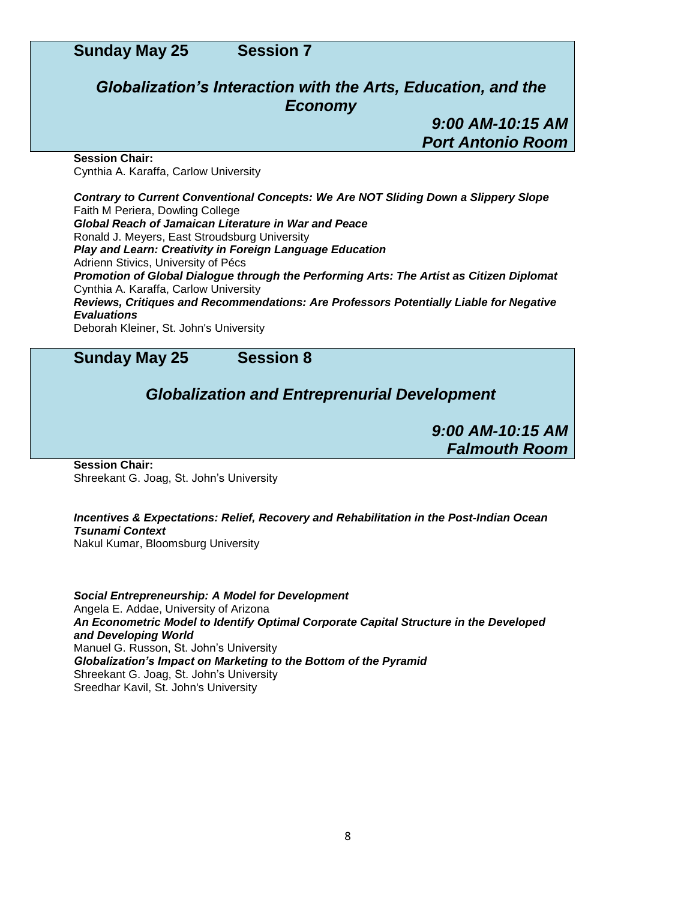## Sunday May 25 Session 7

### *Globalization's Interaction with the Arts, Education, and the Economy*

***9:00 AM-10:15 AM***
***Port Antonio Room***

**Session Chair:**
Cynthia A. Karaffa, Carlow University

***Contrary to Current Conventional Concepts: We Are NOT Sliding Down a Slippery Slope***
Faith M Periera, Dowling College
***Global Reach of Jamaican Literature in War and Peace***
Ronald J. Meyers, East Stroudsburg University
***Play and Learn: Creativity in Foreign Language Education***
Adrienn Stivics, University of Pécs
***Promotion of Global Dialogue through the Performing Arts: The Artist as Citizen Diplomat***
Cynthia A. Karaffa, Carlow University
***Reviews, Critiques and Recommendations: Are Professors Potentially Liable for Negative Evaluations***
Deborah Kleiner, St. John's University

## Sunday May 25 Session 8

### *Globalization and Entreprenurial Development*

***9:00 AM-10:15 AM***
***Falmouth Room***

**Session Chair:**
Shreekant G. Joag, St. John's University

***Incentives & Expectations: Relief, Recovery and Rehabilitation in the Post-Indian Ocean Tsunami Context***
Nakul Kumar, Bloomsburg University

***Social Entrepreneurship: A Model for Development***
Angela E. Addae, University of Arizona
***An Econometric Model to Identify Optimal Corporate Capital Structure in the Developed and Developing World***
Manuel G. Russon, St. John's University
***Globalization's Impact on Marketing to the Bottom of the Pyramid***
Shreekant G. Joag, St. John's University
Sreedhar Kavil, St. John's University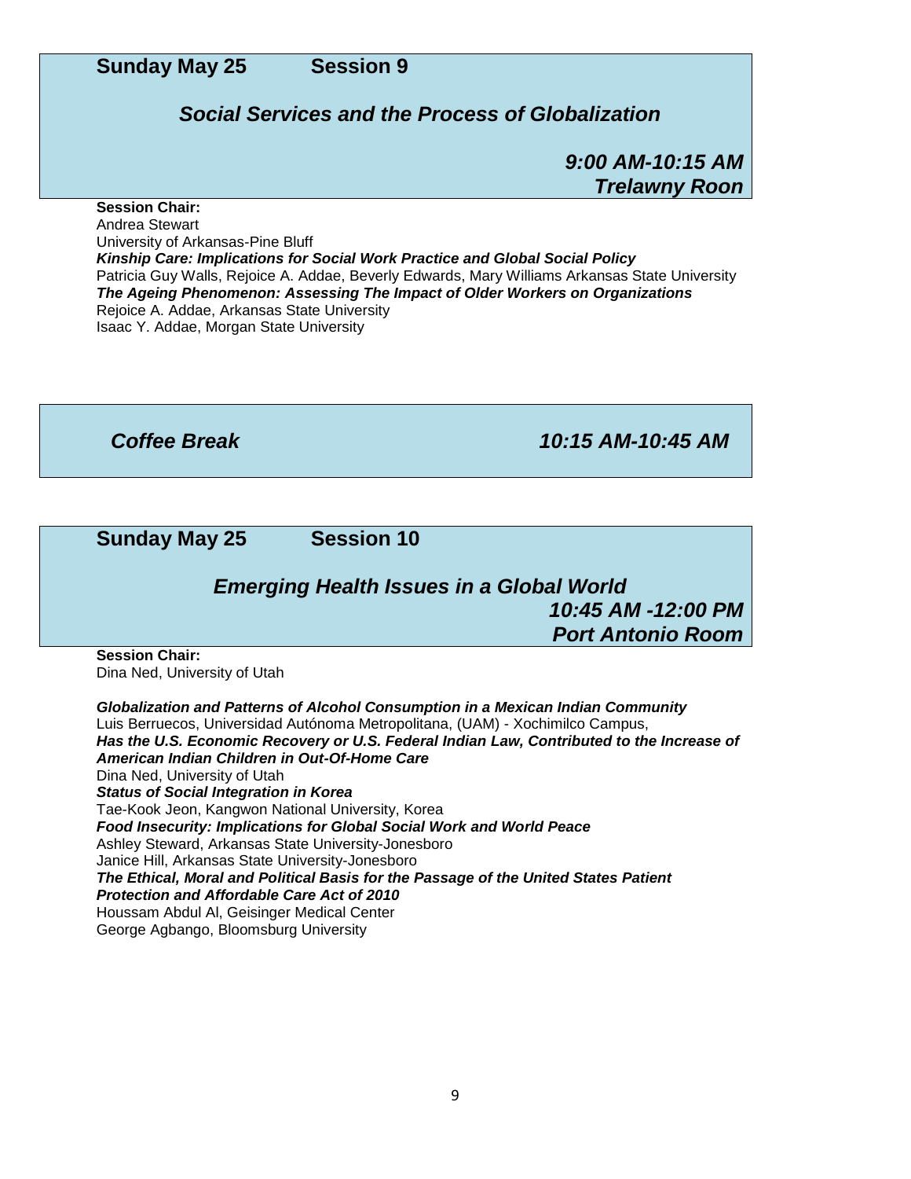## Sunday May 25 Session 9

### *Social Services and the Process of Globalization*

***9:00 AM-10:15 AM***
***Trelawny Roon***

**Session Chair:**
Andrea Stewart
University of Arkansas-Pine Bluff

***Kinship Care: Implications for Social Work Practice and Global Social Policy***
Patricia Guy Walls, Rejoice A. Addae, Beverly Edwards, Mary Williams Arkansas State University

***The Ageing Phenomenon: Assessing The Impact of Older Workers on Organizations***
Rejoice A. Addae, Arkansas State University
Isaac Y. Addae, Morgan State University

***Coffee Break*** ***10:15 AM-10:45 AM***

## Sunday May 25 Session 10

### *Emerging Health Issues in a Global World*

***10:45 AM -12:00 PM***
***Port Antonio Room***

**Session Chair:**
Dina Ned, University of Utah

***Globalization and Patterns of Alcohol Consumption in a Mexican Indian Community***
Luis Berruecos, Universidad Autónoma Metropolitana, (UAM) - Xochimilco Campus,

***Has the U.S. Economic Recovery or U.S. Federal Indian Law, Contributed to the Increase of American Indian Children in Out-Of-Home Care***
Dina Ned, University of Utah

***Status of Social Integration in Korea***
Tae-Kook Jeon, Kangwon National University, Korea

***Food Insecurity: Implications for Global Social Work and World Peace***
Ashley Steward, Arkansas State University-Jonesboro
Janice Hill, Arkansas State University-Jonesboro

***The Ethical, Moral and Political Basis for the Passage of the United States Patient Protection and Affordable Care Act of 2010***
Houssam Abdul Al, Geisinger Medical Center
George Agbango, Bloomsburg University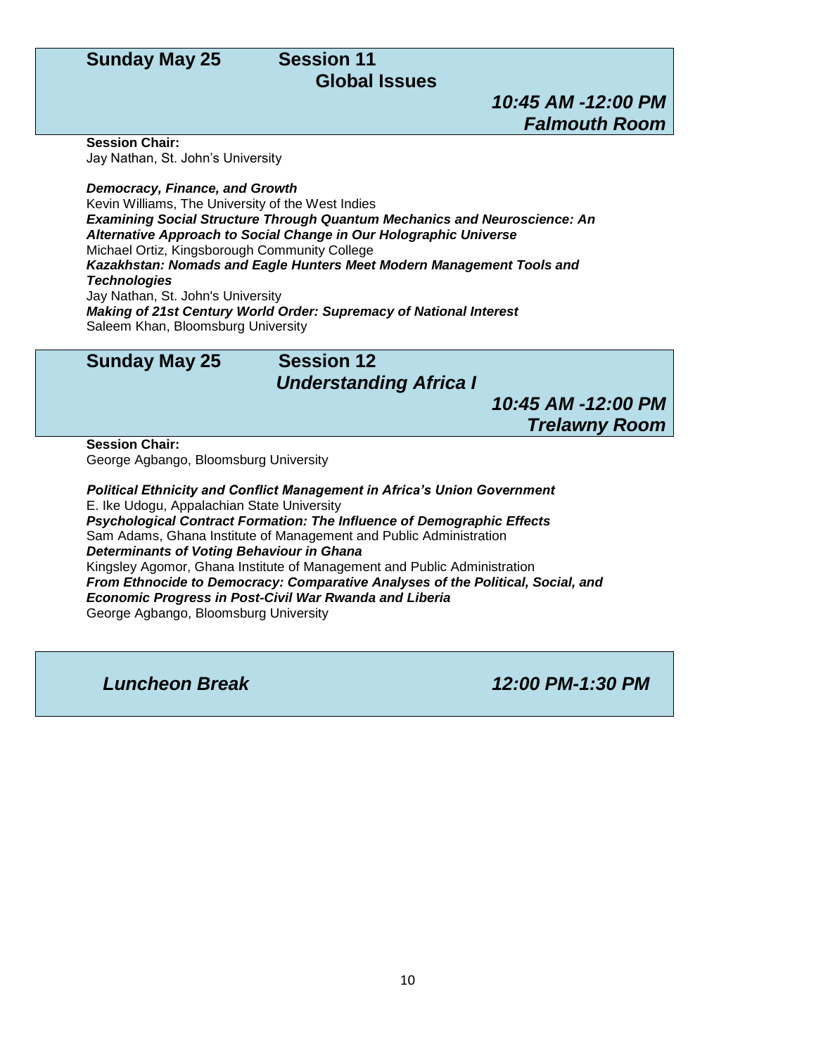## Sunday May 25 — Session 11

### Global Issues

***10:45 AM -12:00 PM***
***Falmouth Room***

**Session Chair:**
Jay Nathan, St. John's University

***Democracy, Finance, and Growth***
Kevin Williams, The University of the West Indies

***Examining Social Structure Through Quantum Mechanics and Neuroscience: An Alternative Approach to Social Change in Our Holographic Universe***
Michael Ortiz, Kingsborough Community College

***Kazakhstan: Nomads and Eagle Hunters Meet Modern Management Tools and Technologies***
Jay Nathan, St. John's University

***Making of 21st Century World Order: Supremacy of National Interest***
Saleem Khan, Bloomsburg University

## Sunday May 25 — Session 12

### *Understanding Africa I*

***10:45 AM -12:00 PM***
***Trelawny Room***

**Session Chair:**
George Agbango, Bloomsburg University

***Political Ethnicity and Conflict Management in Africa's Union Government***
E. Ike Udogu, Appalachian State University

***Psychological Contract Formation: The Influence of Demographic Effects***
Sam Adams, Ghana Institute of Management and Public Administration

***Determinants of Voting Behaviour in Ghana***
Kingsley Agomor, Ghana Institute of Management and Public Administration

***From Ethnocide to Democracy: Comparative Analyses of the Political, Social, and Economic Progress in Post-Civil War Rwanda and Liberia***
George Agbango, Bloomsburg University

## *Luncheon Break* — *12:00 PM-1:30 PM*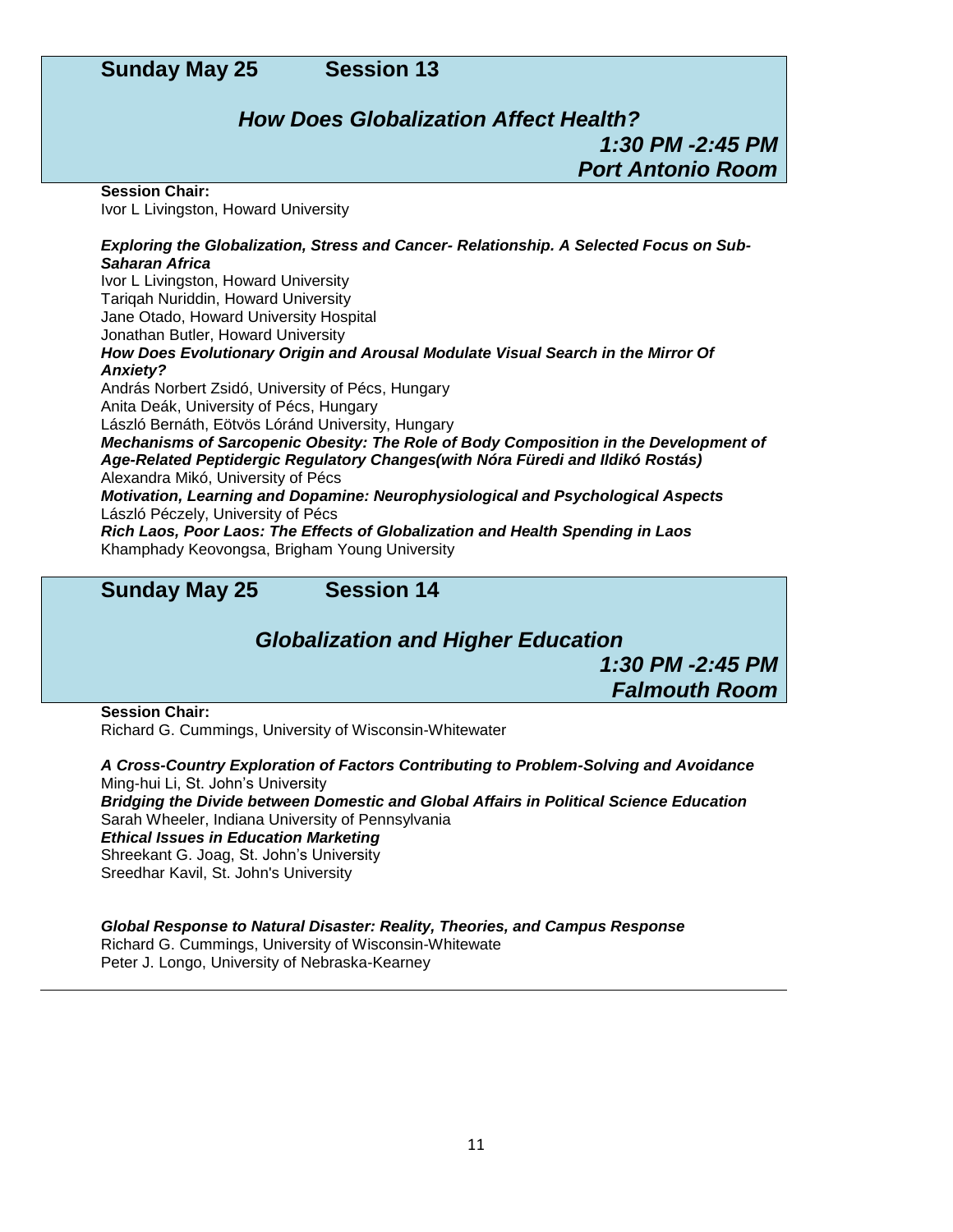## Sunday May 25 Session 13

### *How Does Globalization Affect Health?*

***1:30 PM -2:45 PM***
***Port Antonio Room***

**Session Chair:**
Ivor L Livingston, Howard University

***Exploring the Globalization, Stress and Cancer- Relationship. A Selected Focus on Sub-Saharan Africa***
Ivor L Livingston, Howard University
Tariqah Nuriddin, Howard University
Jane Otado, Howard University Hospital
Jonathan Butler, Howard University

***How Does Evolutionary Origin and Arousal Modulate Visual Search in the Mirror Of Anxiety?***
András Norbert Zsidó, University of Pécs, Hungary
Anita Deák, University of Pécs, Hungary
László Bernáth, Eötvös Lóránd University, Hungary

***Mechanisms of Sarcopenic Obesity: The Role of Body Composition in the Development of Age-Related Peptidergic Regulatory Changes(with Nóra Füredi and Ildikó Rostás)***
Alexandra Mikó, University of Pécs

***Motivation, Learning and Dopamine: Neurophysiological and Psychological Aspects***
László Péczely, University of Pécs

***Rich Laos, Poor Laos: The Effects of Globalization and Health Spending in Laos***
Khamphady Keovongsa, Brigham Young University

## Sunday May 25 Session 14

### *Globalization and Higher Education*

***1:30 PM -2:45 PM***
***Falmouth Room***

**Session Chair:**
Richard G. Cummings, University of Wisconsin-Whitewater

***A Cross-Country Exploration of Factors Contributing to Problem-Solving and Avoidance***
Ming-hui Li, St. John's University

***Bridging the Divide between Domestic and Global Affairs in Political Science Education***
Sarah Wheeler, Indiana University of Pennsylvania

***Ethical Issues in Education Marketing***
Shreekant G. Joag, St. John's University
Sreedhar Kavil, St. John's University

***Global Response to Natural Disaster: Reality, Theories, and Campus Response***
Richard G. Cummings, University of Wisconsin-Whitewate
Peter J. Longo, University of Nebraska-Kearney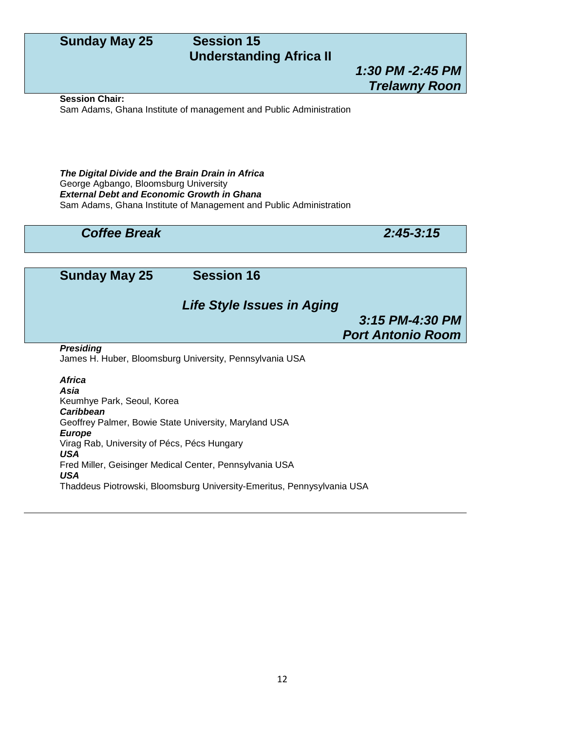## Sunday May 25 Session 15

## Understanding Africa II

***1:30 PM -2:45 PM***

***Trelawny Roon***

**Session Chair:**
Sam Adams, Ghana Institute of management and Public Administration

***The Digital Divide and the Brain Drain in Africa***
George Agbango, Bloomsburg University

***External Debt and Economic Growth in Ghana***
Sam Adams, Ghana Institute of Management and Public Administration

***Coffee Break*** ***2:45-3:15***

## Sunday May 25 Session 16

## *Life Style Issues in Aging*

***3:15 PM-4:30 PM***

***Port Antonio Room***

***Presiding***
James H. Huber, Bloomsburg University, Pennsylvania USA

***Africa***

***Asia***
Keumhye Park, Seoul, Korea

***Caribbean***
Geoffrey Palmer, Bowie State University, Maryland USA

***Europe***
Virag Rab, University of Pécs, Pécs Hungary

***USA***
Fred Miller, Geisinger Medical Center, Pennsylvania USA

***USA***
Thaddeus Piotrowski, Bloomsburg University-Emeritus, Pennysylvania USA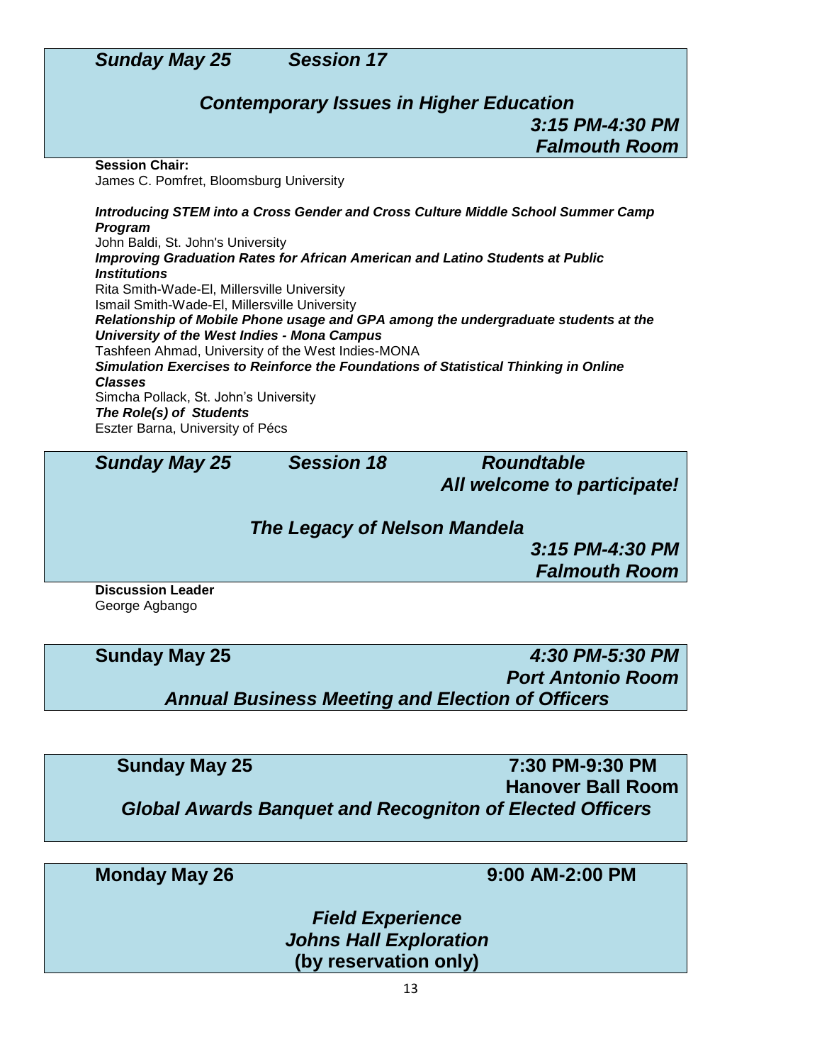***Sunday May 25 — Session 17***

## *Contemporary Issues in Higher Education*

***3:15 PM-4:30 PM***
***Falmouth Room***

**Session Chair:**
James C. Pomfret, Bloomsburg University

***Introducing STEM into a Cross Gender and Cross Culture Middle School Summer Camp Program***
John Baldi, St. John's University

***Improving Graduation Rates for African American and Latino Students at Public Institutions***
Rita Smith-Wade-El, Millersville University
Ismail Smith-Wade-El, Millersville University

***Relationship of Mobile Phone usage and GPA among the undergraduate students at the University of the West Indies - Mona Campus***
Tashfeen Ahmad, University of the West Indies-MONA

***Simulation Exercises to Reinforce the Foundations of Statistical Thinking in Online Classes***
Simcha Pollack, St. John's University

***The Role(s) of Students***
Eszter Barna, University of Pécs

***Sunday May 25 — Session 18 — Roundtable***
***All welcome to participate!***

## *The Legacy of Nelson Mandela*

***3:15 PM-4:30 PM***
***Falmouth Room***

**Discussion Leader**
George Agbango

**Sunday May 25** — ***4:30 PM-5:30 PM***
***Port Antonio Room***

## *Annual Business Meeting and Election of Officers*

**Sunday May 25** — **7:30 PM-9:30 PM**
**Hanover Ball Room**

## *Global Awards Banquet and Recogniton of Elected Officers*

**Monday May 26** — **9:00 AM-2:00 PM**

## *Field Experience*
## *Johns Hall Exploration*
**(by reservation only)**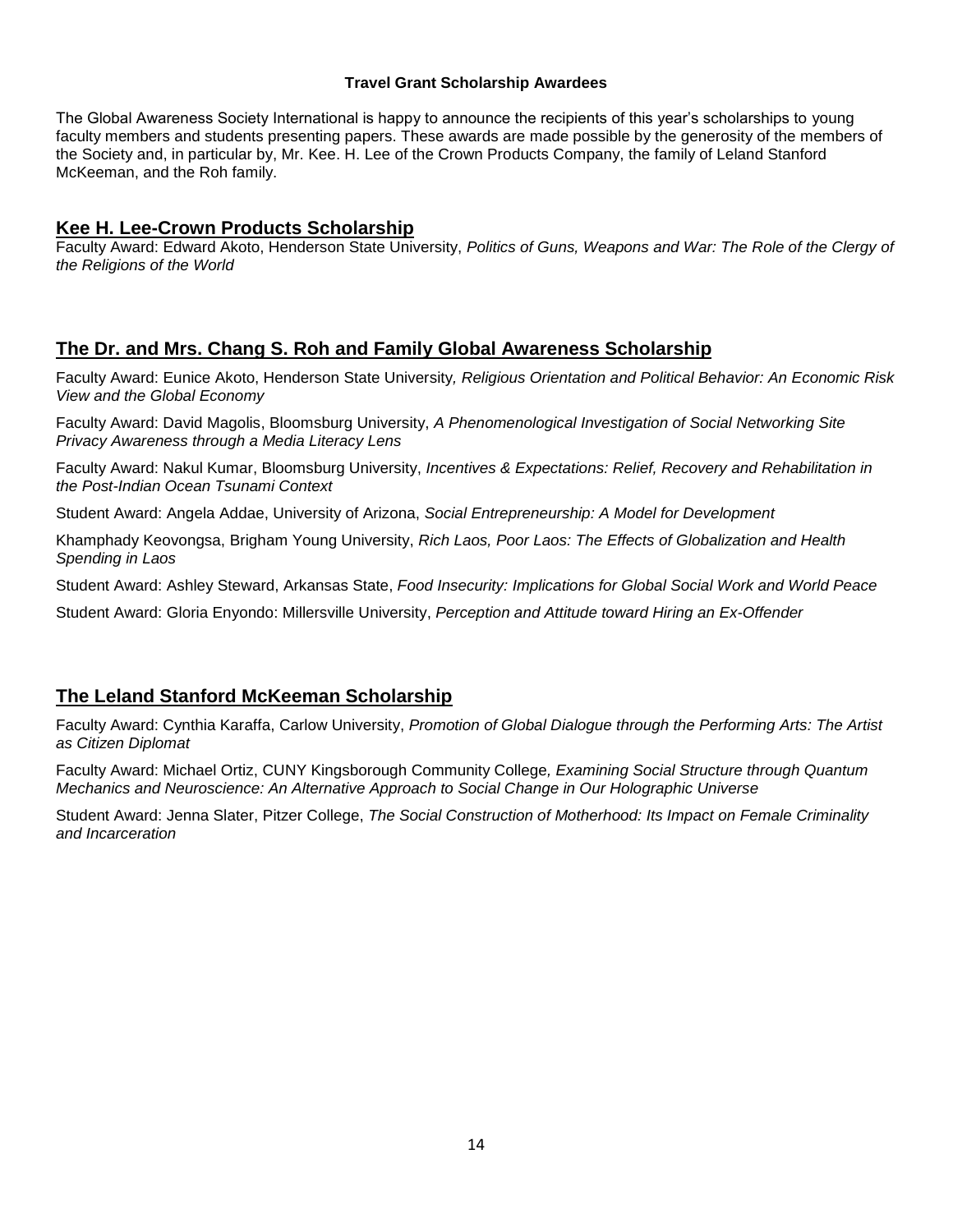**Travel Grant Scholarship Awardees**

The Global Awareness Society International is happy to announce the recipients of this year's scholarships to young faculty members and students presenting papers. These awards are made possible by the generosity of the members of the Society and, in particular by, Mr. Kee. H. Lee of the Crown Products Company, the family of Leland Stanford McKeeman, and the Roh family.

## Kee H. Lee-Crown Products Scholarship

Faculty Award: Edward Akoto, Henderson State University, *Politics of Guns, Weapons and War: The Role of the Clergy of the Religions of the World*

## The Dr. and Mrs. Chang S. Roh and Family Global Awareness Scholarship

Faculty Award: Eunice Akoto, Henderson State University, *Religious Orientation and Political Behavior: An Economic Risk View and the Global Economy*

Faculty Award: David Magolis, Bloomsburg University, *A Phenomenological Investigation of Social Networking Site Privacy Awareness through a Media Literacy Lens*

Faculty Award: Nakul Kumar, Bloomsburg University, *Incentives & Expectations: Relief, Recovery and Rehabilitation in the Post-Indian Ocean Tsunami Context*

Student Award: Angela Addae, University of Arizona, *Social Entrepreneurship: A Model for Development*

Khamphady Keovongsa, Brigham Young University, *Rich Laos, Poor Laos: The Effects of Globalization and Health Spending in Laos*

Student Award: Ashley Steward, Arkansas State, *Food Insecurity: Implications for Global Social Work and World Peace*

Student Award: Gloria Enyondo: Millersville University, *Perception and Attitude toward Hiring an Ex-Offender*

## The Leland Stanford McKeeman Scholarship

Faculty Award: Cynthia Karaffa, Carlow University, *Promotion of Global Dialogue through the Performing Arts: The Artist as Citizen Diplomat*

Faculty Award: Michael Ortiz, CUNY Kingsborough Community College, *Examining Social Structure through Quantum Mechanics and Neuroscience: An Alternative Approach to Social Change in Our Holographic Universe*

Student Award: Jenna Slater, Pitzer College, *The Social Construction of Motherhood: Its Impact on Female Criminality and Incarceration*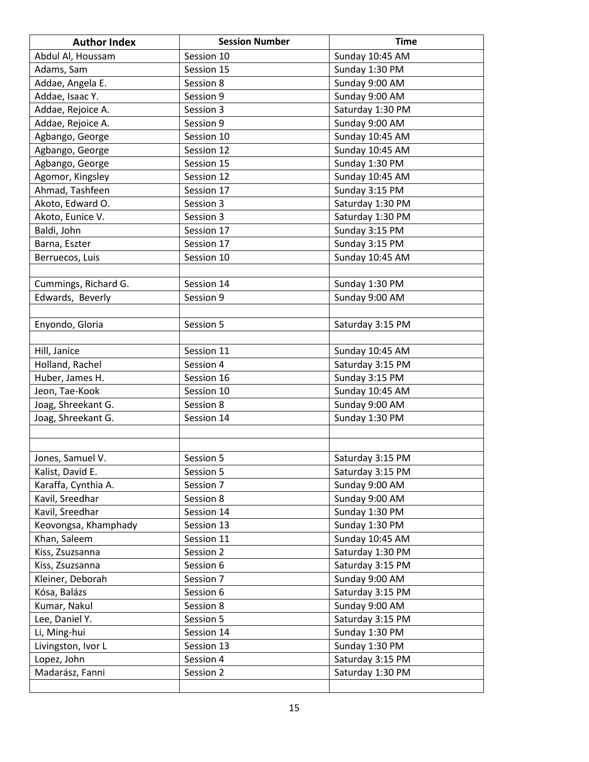| Author Index | Session Number | Time |
|---|---|---|
| Abdul Al, Houssam | Session 10 | Sunday 10:45 AM |
| Adams, Sam | Session 15 | Sunday 1:30 PM |
| Addae, Angela E. | Session 8 | Sunday 9:00 AM |
| Addae, Isaac Y. | Session 9 | Sunday 9:00 AM |
| Addae, Rejoice A. | Session 3 | Saturday 1:30 PM |
| Addae, Rejoice A. | Session 9 | Sunday 9:00 AM |
| Agbango, George | Session 10 | Sunday 10:45 AM |
| Agbango, George | Session 12 | Sunday 10:45 AM |
| Agbango, George | Session 15 | Sunday 1:30 PM |
| Agomor, Kingsley | Session 12 | Sunday 10:45 AM |
| Ahmad, Tashfeen | Session 17 | Sunday 3:15 PM |
| Akoto, Edward O. | Session 3 | Saturday 1:30 PM |
| Akoto, Eunice V. | Session 3 | Saturday 1:30 PM |
| Baldi, John | Session 17 | Sunday 3:15 PM |
| Barna, Eszter | Session 17 | Sunday 3:15 PM |
| Berruecos, Luis | Session 10 | Sunday 10:45 AM |
| | | |
| Cummings, Richard G. | Session 14 | Sunday 1:30 PM |
| Edwards, Beverly | Session 9 | Sunday 9:00 AM |
| | | |
| Enyondo, Gloria | Session 5 | Saturday 3:15 PM |
| | | |
| Hill, Janice | Session 11 | Sunday 10:45 AM |
| Holland, Rachel | Session 4 | Saturday 3:15 PM |
| Huber, James H. | Session 16 | Sunday 3:15 PM |
| Jeon, Tae-Kook | Session 10 | Sunday 10:45 AM |
| Joag, Shreekant G. | Session 8 | Sunday 9:00 AM |
| Joag, Shreekant G. | Session 14 | Sunday 1:30 PM |
| | | |
| | | |
| Jones, Samuel V. | Session 5 | Saturday 3:15 PM |
| Kalist, David E. | Session 5 | Saturday 3:15 PM |
| Karaffa, Cynthia A. | Session 7 | Sunday 9:00 AM |
| Kavil, Sreedhar | Session 8 | Sunday 9:00 AM |
| Kavil, Sreedhar | Session 14 | Sunday 1:30 PM |
| Keovongsa, Khamphady | Session 13 | Sunday 1:30 PM |
| Khan, Saleem | Session 11 | Sunday 10:45 AM |
| Kiss, Zsuzsanna | Session 2 | Saturday 1:30 PM |
| Kiss, Zsuzsanna | Session 6 | Saturday 3:15 PM |
| Kleiner, Deborah | Session 7 | Sunday 9:00 AM |
| Kósa, Balázs | Session 6 | Saturday 3:15 PM |
| Kumar, Nakul | Session 8 | Sunday 9:00 AM |
| Lee, Daniel Y. | Session 5 | Saturday 3:15 PM |
| Li, Ming-hui | Session 14 | Sunday 1:30 PM |
| Livingston, Ivor L | Session 13 | Sunday 1:30 PM |
| Lopez, John | Session 4 | Saturday 3:15 PM |
| Madarász, Fanni | Session 2 | Saturday 1:30 PM |
| | | |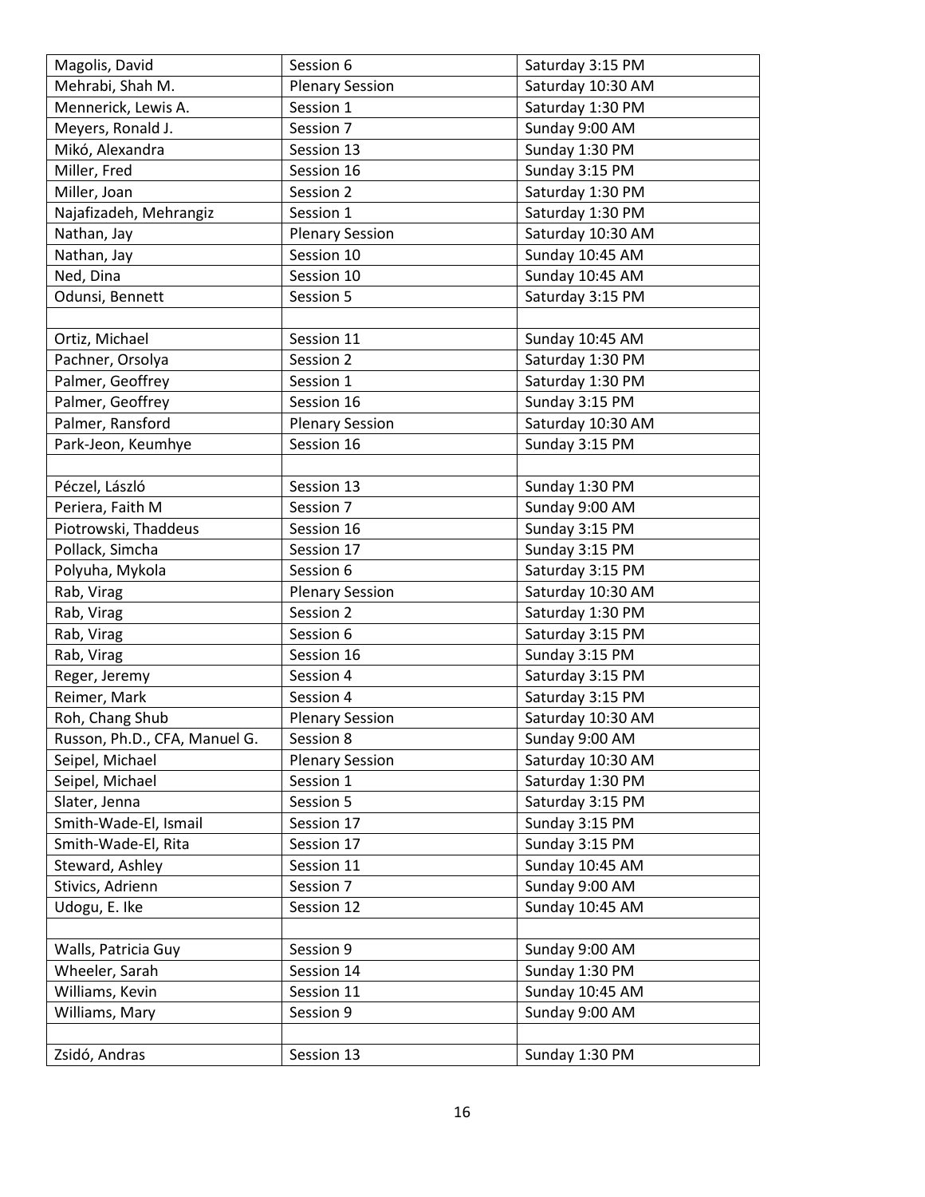| Magolis, David | Session 6 | Saturday 3:15 PM |
|---|---|---|
| Mehrabi, Shah M. | Plenary Session | Saturday 10:30 AM |
| Mennerick, Lewis A. | Session 1 | Saturday 1:30 PM |
| Meyers, Ronald J. | Session 7 | Sunday 9:00 AM |
| Mikó, Alexandra | Session 13 | Sunday 1:30 PM |
| Miller, Fred | Session 16 | Sunday 3:15 PM |
| Miller, Joan | Session 2 | Saturday 1:30 PM |
| Najafizadeh, Mehrangiz | Session 1 | Saturday 1:30 PM |
| Nathan, Jay | Plenary Session | Saturday 10:30 AM |
| Nathan, Jay | Session 10 | Sunday 10:45 AM |
| Ned, Dina | Session 10 | Sunday 10:45 AM |
| Odunsi, Bennett | Session 5 | Saturday 3:15 PM |
| | | |
| Ortiz, Michael | Session 11 | Sunday 10:45 AM |
| Pachner, Orsolya | Session 2 | Saturday 1:30 PM |
| Palmer, Geoffrey | Session 1 | Saturday 1:30 PM |
| Palmer, Geoffrey | Session 16 | Sunday 3:15 PM |
| Palmer, Ransford | Plenary Session | Saturday 10:30 AM |
| Park-Jeon, Keumhye | Session 16 | Sunday 3:15 PM |
| | | |
| Péczel, László | Session 13 | Sunday 1:30 PM |
| Periera, Faith M | Session 7 | Sunday 9:00 AM |
| Piotrowski, Thaddeus | Session 16 | Sunday 3:15 PM |
| Pollack, Simcha | Session 17 | Sunday 3:15 PM |
| Polyuha, Mykola | Session 6 | Saturday 3:15 PM |
| Rab, Virag | Plenary Session | Saturday 10:30 AM |
| Rab, Virag | Session 2 | Saturday 1:30 PM |
| Rab, Virag | Session 6 | Saturday 3:15 PM |
| Rab, Virag | Session 16 | Sunday 3:15 PM |
| Reger, Jeremy | Session 4 | Saturday 3:15 PM |
| Reimer, Mark | Session 4 | Saturday 3:15 PM |
| Roh, Chang Shub | Plenary Session | Saturday 10:30 AM |
| Russon, Ph.D., CFA, Manuel G. | Session 8 | Sunday 9:00 AM |
| Seipel, Michael | Plenary Session | Saturday 10:30 AM |
| Seipel, Michael | Session 1 | Saturday 1:30 PM |
| Slater, Jenna | Session 5 | Saturday 3:15 PM |
| Smith-Wade-El, Ismail | Session 17 | Sunday 3:15 PM |
| Smith-Wade-El, Rita | Session 17 | Sunday 3:15 PM |
| Steward, Ashley | Session 11 | Sunday 10:45 AM |
| Stivics, Adrienn | Session 7 | Sunday 9:00 AM |
| Udogu, E. Ike | Session 12 | Sunday 10:45 AM |
| | | |
| Walls, Patricia Guy | Session 9 | Sunday 9:00 AM |
| Wheeler, Sarah | Session 14 | Sunday 1:30 PM |
| Williams, Kevin | Session 11 | Sunday 10:45 AM |
| Williams, Mary | Session 9 | Sunday 9:00 AM |
| | | |
| Zsidó, Andras | Session 13 | Sunday 1:30 PM |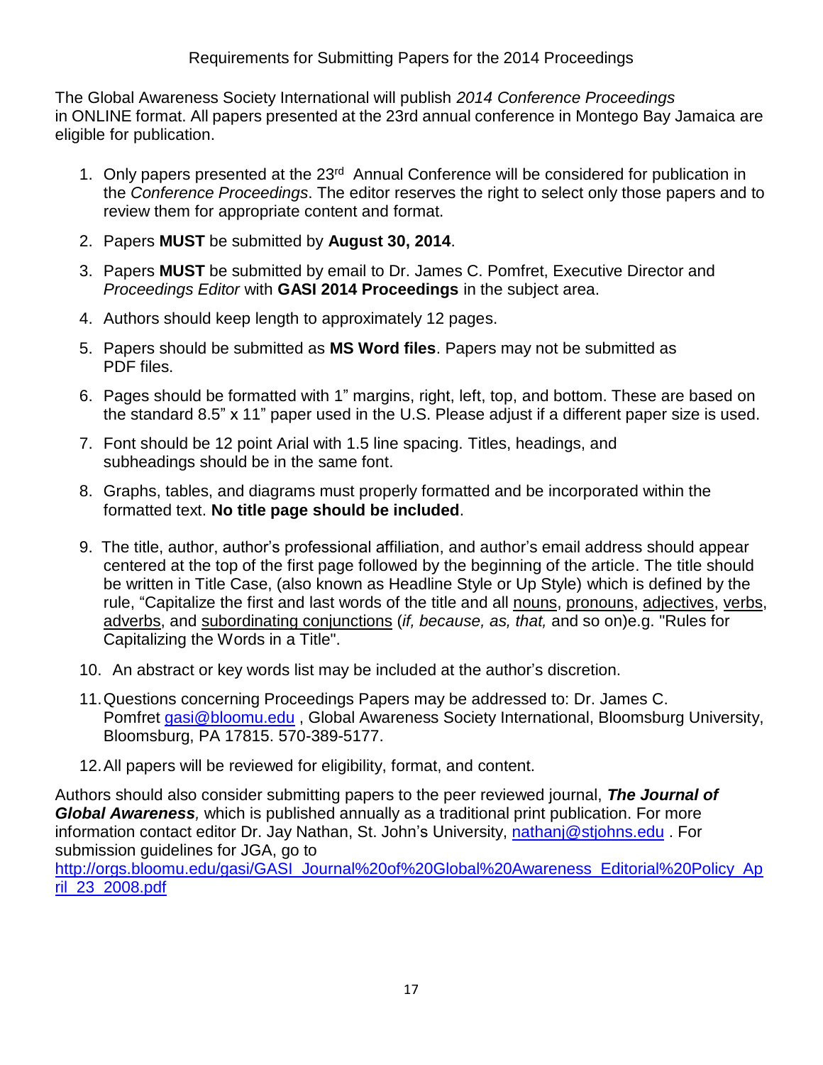## Requirements for Submitting Papers for the 2014 Proceedings

The Global Awareness Society International will publish *2014 Conference Proceedings* in ONLINE format. All papers presented at the 23rd annual conference in Montego Bay Jamaica are eligible for publication.

1. Only papers presented at the 23rd Annual Conference will be considered for publication in the *Conference Proceedings*. The editor reserves the right to select only those papers and to review them for appropriate content and format.
2. Papers **MUST** be submitted by **August 30, 2014**.
3. Papers **MUST** be submitted by email to Dr. James C. Pomfret, Executive Director and *Proceedings Editor* with **GASI 2014 Proceedings** in the subject area.
4. Authors should keep length to approximately 12 pages.
5. Papers should be submitted as **MS Word files**. Papers may not be submitted as PDF files.
6. Pages should be formatted with 1" margins, right, left, top, and bottom. These are based on the standard 8.5" x 11" paper used in the U.S. Please adjust if a different paper size is used.
7. Font should be 12 point Arial with 1.5 line spacing. Titles, headings, and subheadings should be in the same font.
8. Graphs, tables, and diagrams must properly formatted and be incorporated within the formatted text. **No title page should be included**.
9. The title, author, author's professional affiliation, and author's email address should appear centered at the top of the first page followed by the beginning of the article. The title should be written in Title Case, (also known as Headline Style or Up Style) which is defined by the rule, "Capitalize the first and last words of the title and all nouns, pronouns, adjectives, verbs, adverbs, and subordinating conjunctions (*if, because, as, that,* and so on)e.g. "Rules for Capitalizing the Words in a Title".
10. An abstract or key words list may be included at the author's discretion.
11. Questions concerning Proceedings Papers may be addressed to: Dr. James C. Pomfret gasi@bloomu.edu , Global Awareness Society International, Bloomsburg University, Bloomsburg, PA 17815. 570-389-5177.
12. All papers will be reviewed for eligibility, format, and content.

Authors should also consider submitting papers to the peer reviewed journal, ***The Journal of Global Awareness**,* which is published annually as a traditional print publication. For more information contact editor Dr. Jay Nathan, St. John's University, nathanj@stjohns.edu . For submission guidelines for JGA, go to http://orgs.bloomu.edu/gasi/GASI_Journal%20of%20Global%20Awareness_Editorial%20Policy_April_23_2008.pdf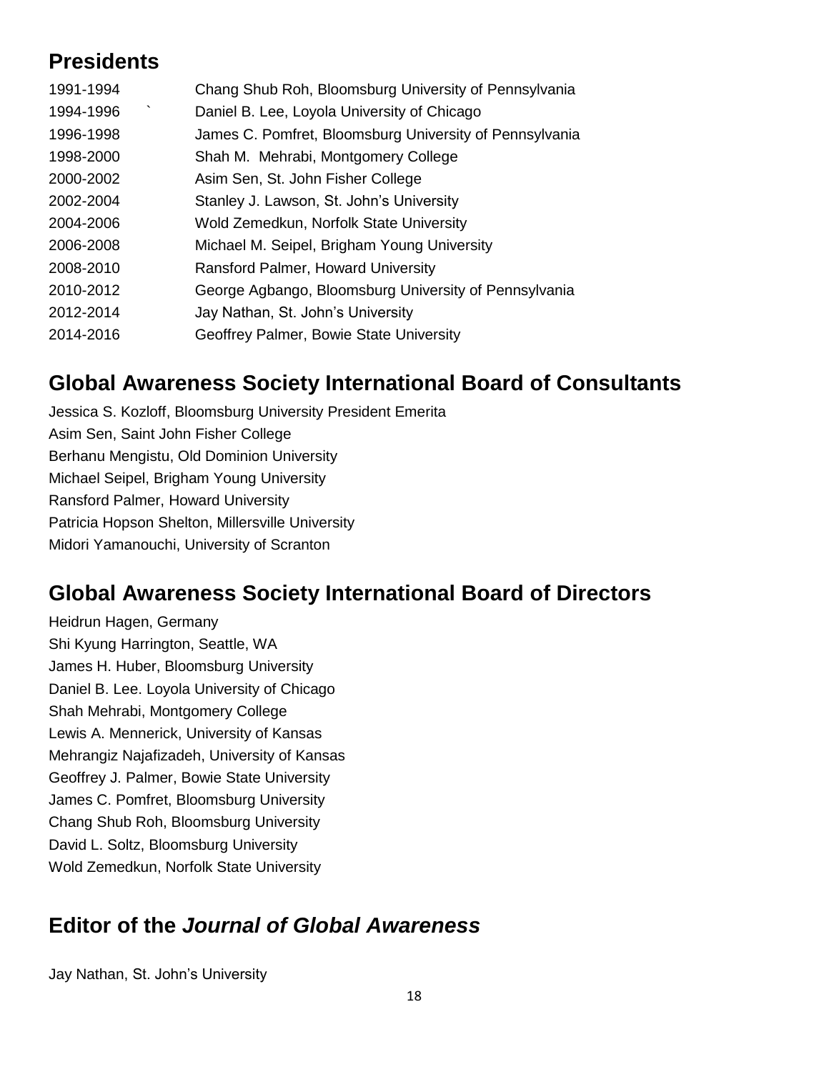## Presidents

| | |
|---|---|
| 1991-1994 | Chang Shub Roh, Bloomsburg University of Pennsylvania |
| 1994-1996 | Daniel B. Lee, Loyola University of Chicago |
| 1996-1998 | James C. Pomfret, Bloomsburg University of Pennsylvania |
| 1998-2000 | Shah M. Mehrabi, Montgomery College |
| 2000-2002 | Asim Sen, St. John Fisher College |
| 2002-2004 | Stanley J. Lawson, St. John's University |
| 2004-2006 | Wold Zemedkun, Norfolk State University |
| 2006-2008 | Michael M. Seipel, Brigham Young University |
| 2008-2010 | Ransford Palmer, Howard University |
| 2010-2012 | George Agbango, Bloomsburg University of Pennsylvania |
| 2012-2014 | Jay Nathan, St. John's University |
| 2014-2016 | Geoffrey Palmer, Bowie State University |

## Global Awareness Society International Board of Consultants

Jessica S. Kozloff, Bloomsburg University President Emerita
Asim Sen, Saint John Fisher College
Berhanu Mengistu, Old Dominion University
Michael Seipel, Brigham Young University
Ransford Palmer, Howard University
Patricia Hopson Shelton, Millersville University
Midori Yamanouchi, University of Scranton

## Global Awareness Society International Board of Directors

Heidrun Hagen, Germany
Shi Kyung Harrington, Seattle, WA
James H. Huber, Bloomsburg University
Daniel B. Lee. Loyola University of Chicago
Shah Mehrabi, Montgomery College
Lewis A. Mennerick, University of Kansas
Mehrangiz Najafizadeh, University of Kansas
Geoffrey J. Palmer, Bowie State University
James C. Pomfret, Bloomsburg University
Chang Shub Roh, Bloomsburg University
David L. Soltz, Bloomsburg University
Wold Zemedkun, Norfolk State University

## Editor of the *Journal of Global Awareness*

Jay Nathan, St. John's University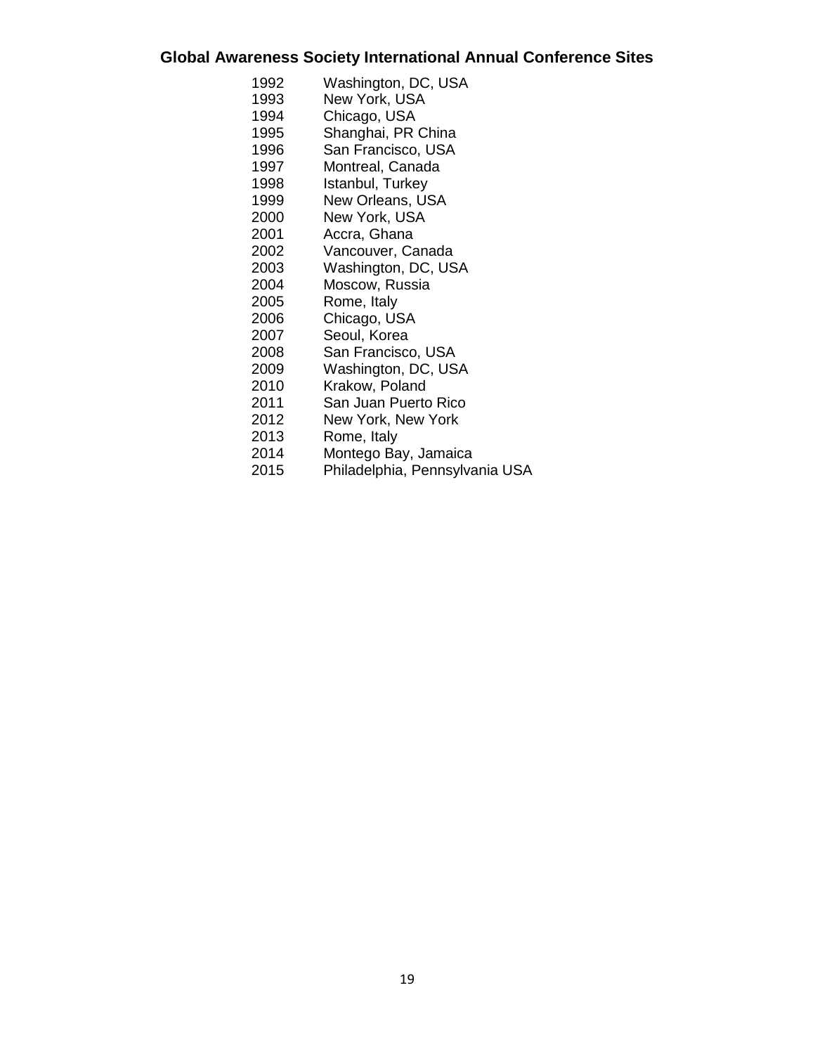## Global Awareness Society International Annual Conference Sites

| | |
|---|---|
| 1992 | Washington, DC, USA |
| 1993 | New York, USA |
| 1994 | Chicago, USA |
| 1995 | Shanghai, PR China |
| 1996 | San Francisco, USA |
| 1997 | Montreal, Canada |
| 1998 | Istanbul, Turkey |
| 1999 | New Orleans, USA |
| 2000 | New York, USA |
| 2001 | Accra, Ghana |
| 2002 | Vancouver, Canada |
| 2003 | Washington, DC, USA |
| 2004 | Moscow, Russia |
| 2005 | Rome, Italy |
| 2006 | Chicago, USA |
| 2007 | Seoul, Korea |
| 2008 | San Francisco, USA |
| 2009 | Washington, DC, USA |
| 2010 | Krakow, Poland |
| 2011 | San Juan Puerto Rico |
| 2012 | New York, New York |
| 2013 | Rome, Italy |
| 2014 | Montego Bay, Jamaica |
| 2015 | Philadelphia, Pennsylvania USA |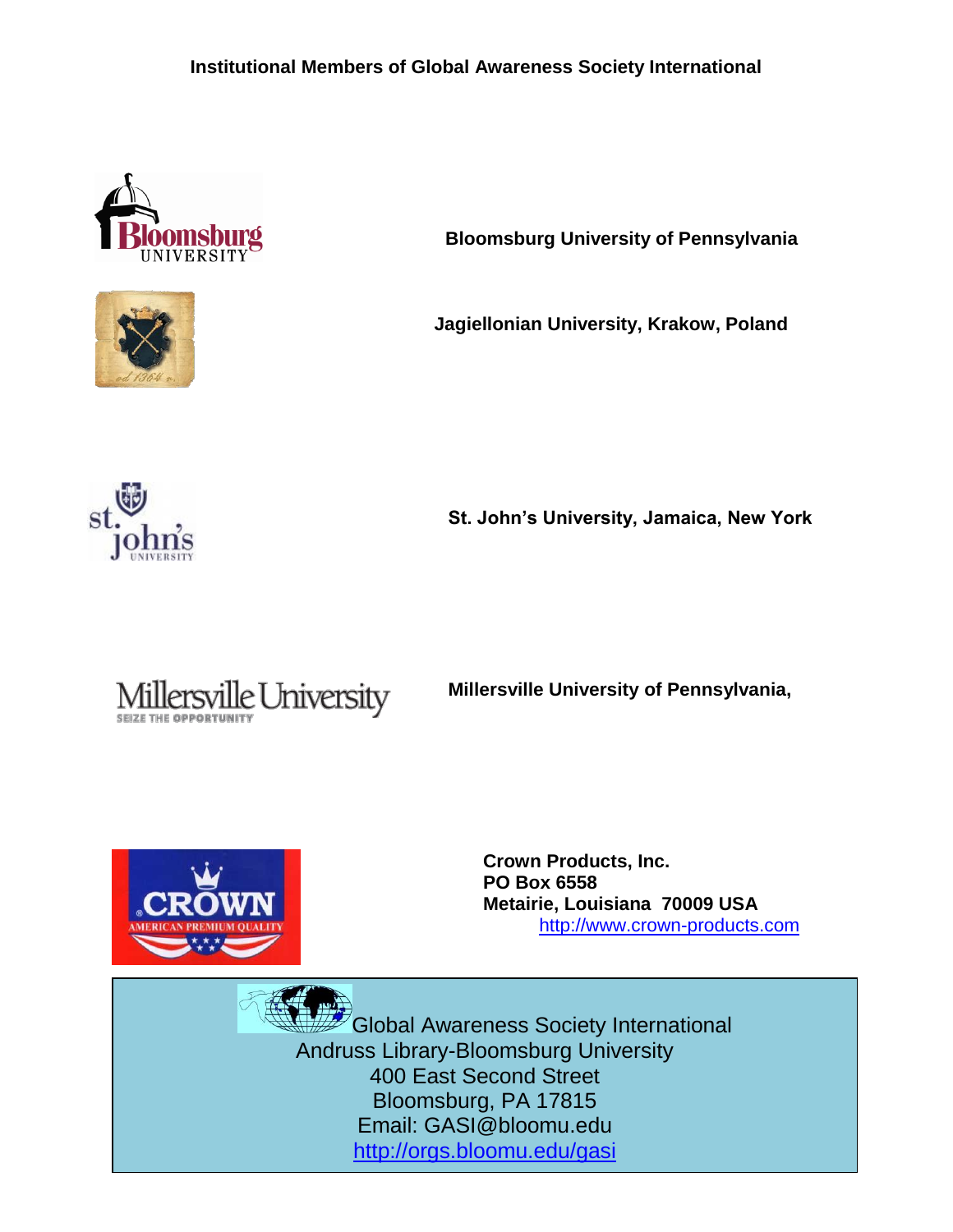**Institutional Members of Global Awareness Society International**

**Bloomsburg University of Pennsylvania**

**Jagiellonian University, Krakow, Poland**

**St. John's University, Jamaica, New York**

**Millersville University of Pennsylvania,**

**Crown Products, Inc.**
**PO Box 6558**
**Metairie, Louisiana 70009 USA**
http://www.crown-products.com

Global Awareness Society International
Andruss Library-Bloomsburg University
400 East Second Street
Bloomsburg, PA 17815
Email: GASI@bloomu.edu
http://orgs.bloomu.edu/gasi